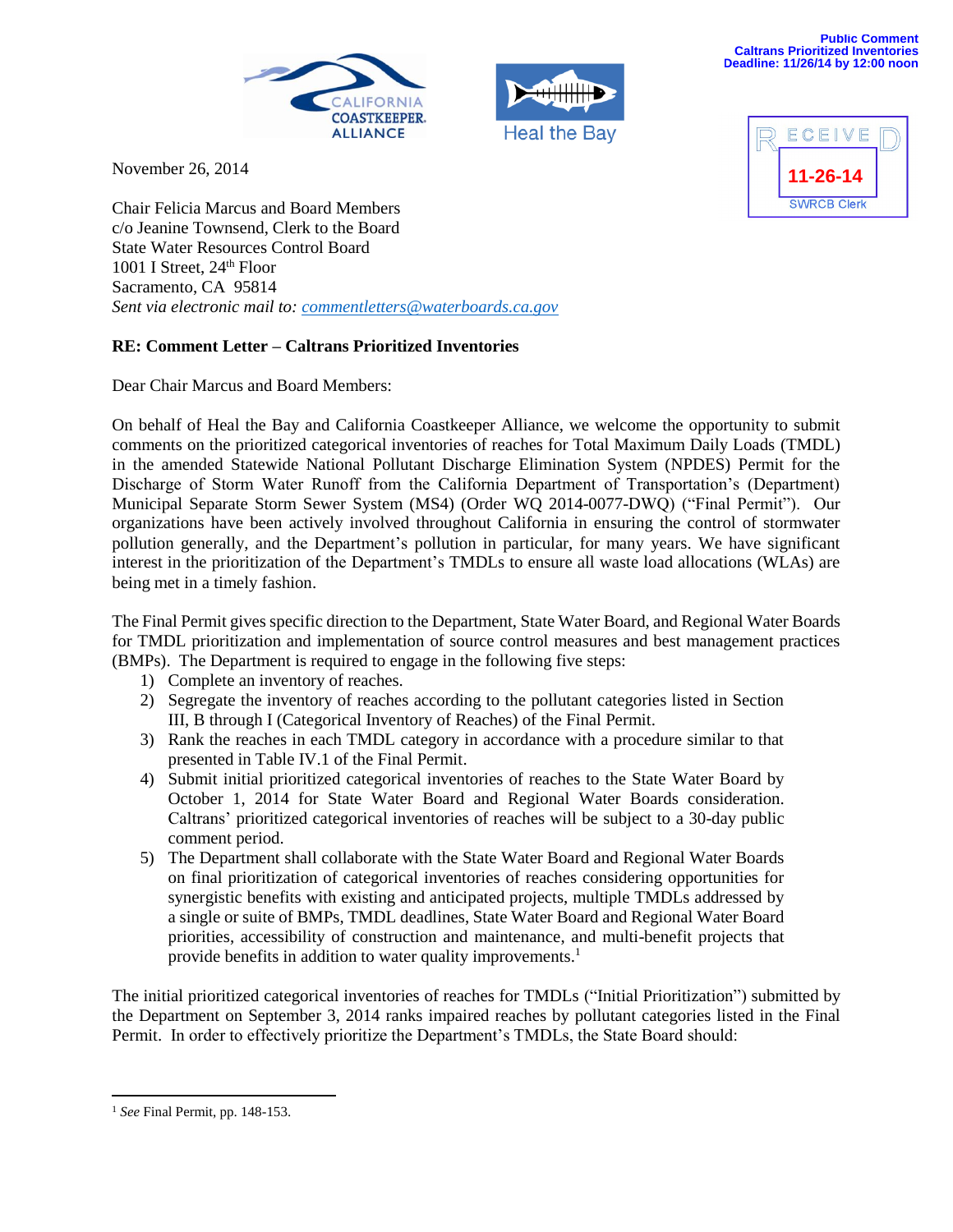Public Comment
Caltrans Prioritized Inventories
Deadline: 11/26/14 by 12:00 noon

CALIFORNIA COASTKEEPER. ALLIANCE

Heal the Bay

RECEIVED
11-26-14
SWRCB Clerk

November 26, 2014

Chair Felicia Marcus and Board Members
c/o Jeanine Townsend, Clerk to the Board
State Water Resources Control Board
1001 I Street, 24th Floor
Sacramento, CA 95814
*Sent via electronic mail to: commentletters@waterboards.ca.gov*

**RE: Comment Letter – Caltrans Prioritized Inventories**

Dear Chair Marcus and Board Members:

On behalf of Heal the Bay and California Coastkeeper Alliance, we welcome the opportunity to submit comments on the prioritized categorical inventories of reaches for Total Maximum Daily Loads (TMDL) in the amended Statewide National Pollutant Discharge Elimination System (NPDES) Permit for the Discharge of Storm Water Runoff from the California Department of Transportation's (Department) Municipal Separate Storm Sewer System (MS4) (Order WQ 2014-0077-DWQ) ("Final Permit"). Our organizations have been actively involved throughout California in ensuring the control of stormwater pollution generally, and the Department's pollution in particular, for many years. We have significant interest in the prioritization of the Department's TMDLs to ensure all waste load allocations (WLAs) are being met in a timely fashion.

The Final Permit gives specific direction to the Department, State Water Board, and Regional Water Boards for TMDL prioritization and implementation of source control measures and best management practices (BMPs). The Department is required to engage in the following five steps:

1) Complete an inventory of reaches.
2) Segregate the inventory of reaches according to the pollutant categories listed in Section III, B through I (Categorical Inventory of Reaches) of the Final Permit.
3) Rank the reaches in each TMDL category in accordance with a procedure similar to that presented in Table IV.1 of the Final Permit.
4) Submit initial prioritized categorical inventories of reaches to the State Water Board by October 1, 2014 for State Water Board and Regional Water Boards consideration. Caltrans' prioritized categorical inventories of reaches will be subject to a 30-day public comment period.
5) The Department shall collaborate with the State Water Board and Regional Water Boards on final prioritization of categorical inventories of reaches considering opportunities for synergistic benefits with existing and anticipated projects, multiple TMDLs addressed by a single or suite of BMPs, TMDL deadlines, State Water Board and Regional Water Board priorities, accessibility of construction and maintenance, and multi-benefit projects that provide benefits in addition to water quality improvements.[1]

The initial prioritized categorical inventories of reaches for TMDLs ("Initial Prioritization") submitted by the Department on September 3, 2014 ranks impaired reaches by pollutant categories listed in the Final Permit. In order to effectively prioritize the Department's TMDLs, the State Board should:

[1] *See* Final Permit, pp. 148-153.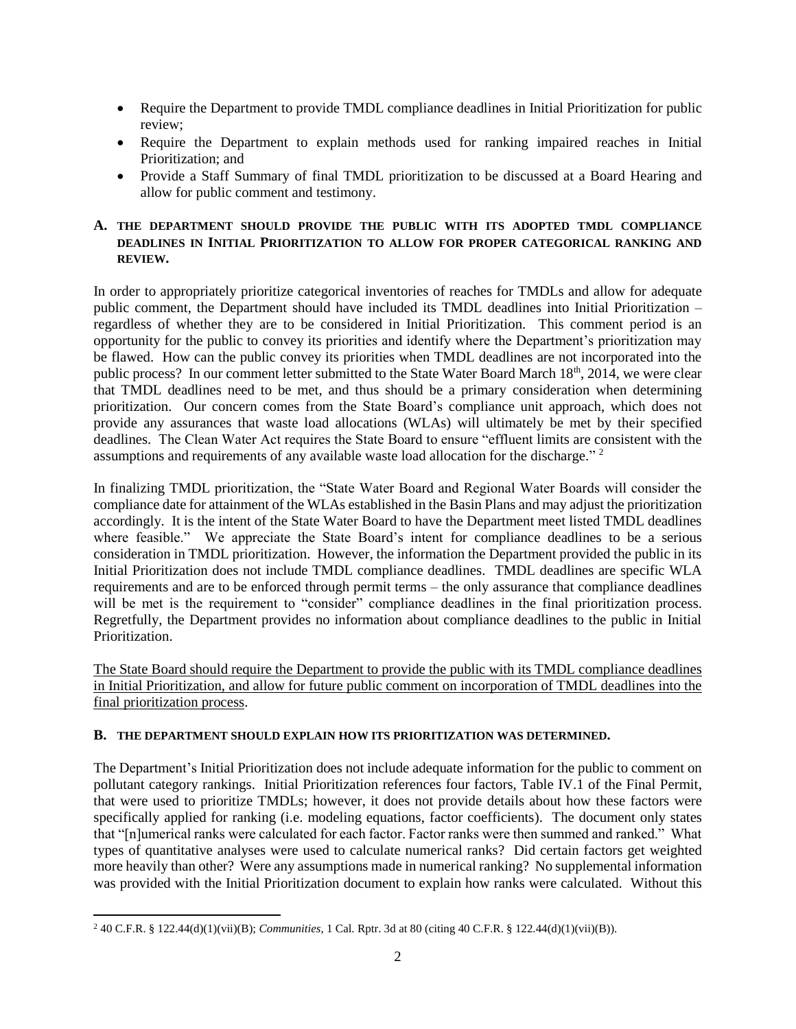- Require the Department to provide TMDL compliance deadlines in Initial Prioritization for public review;
- Require the Department to explain methods used for ranking impaired reaches in Initial Prioritization; and
- Provide a Staff Summary of final TMDL prioritization to be discussed at a Board Hearing and allow for public comment and testimony.

### A. THE DEPARTMENT SHOULD PROVIDE THE PUBLIC WITH ITS ADOPTED TMDL COMPLIANCE DEADLINES IN INITIAL PRIORITIZATION TO ALLOW FOR PROPER CATEGORICAL RANKING AND REVIEW.

In order to appropriately prioritize categorical inventories of reaches for TMDLs and allow for adequate public comment, the Department should have included its TMDL deadlines into Initial Prioritization – regardless of whether they are to be considered in Initial Prioritization. This comment period is an opportunity for the public to convey its priorities and identify where the Department's prioritization may be flawed. How can the public convey its priorities when TMDL deadlines are not incorporated into the public process? In our comment letter submitted to the State Water Board March 18th, 2014, we were clear that TMDL deadlines need to be met, and thus should be a primary consideration when determining prioritization. Our concern comes from the State Board's compliance unit approach, which does not provide any assurances that waste load allocations (WLAs) will ultimately be met by their specified deadlines. The Clean Water Act requires the State Board to ensure "effluent limits are consistent with the assumptions and requirements of any available waste load allocation for the discharge." [2]

In finalizing TMDL prioritization, the "State Water Board and Regional Water Boards will consider the compliance date for attainment of the WLAs established in the Basin Plans and may adjust the prioritization accordingly. It is the intent of the State Water Board to have the Department meet listed TMDL deadlines where feasible." We appreciate the State Board's intent for compliance deadlines to be a serious consideration in TMDL prioritization. However, the information the Department provided the public in its Initial Prioritization does not include TMDL compliance deadlines. TMDL deadlines are specific WLA requirements and are to be enforced through permit terms – the only assurance that compliance deadlines will be met is the requirement to "consider" compliance deadlines in the final prioritization process. Regretfully, the Department provides no information about compliance deadlines to the public in Initial Prioritization.

<u>The State Board should require the Department to provide the public with its TMDL compliance deadlines in Initial Prioritization, and allow for future public comment on incorporation of TMDL deadlines into the final prioritization process</u>.

### B. THE DEPARTMENT SHOULD EXPLAIN HOW ITS PRIORITIZATION WAS DETERMINED.

The Department's Initial Prioritization does not include adequate information for the public to comment on pollutant category rankings. Initial Prioritization references four factors, Table IV.1 of the Final Permit, that were used to prioritize TMDLs; however, it does not provide details about how these factors were specifically applied for ranking (i.e. modeling equations, factor coefficients). The document only states that "[n]umerical ranks were calculated for each factor. Factor ranks were then summed and ranked." What types of quantitative analyses were used to calculate numerical ranks? Did certain factors get weighted more heavily than other? Were any assumptions made in numerical ranking? No supplemental information was provided with the Initial Prioritization document to explain how ranks were calculated. Without this

[2] 40 C.F.R. § 122.44(d)(1)(vii)(B); *Communities*, 1 Cal. Rptr. 3d at 80 (citing 40 C.F.R. § 122.44(d)(1)(vii)(B)).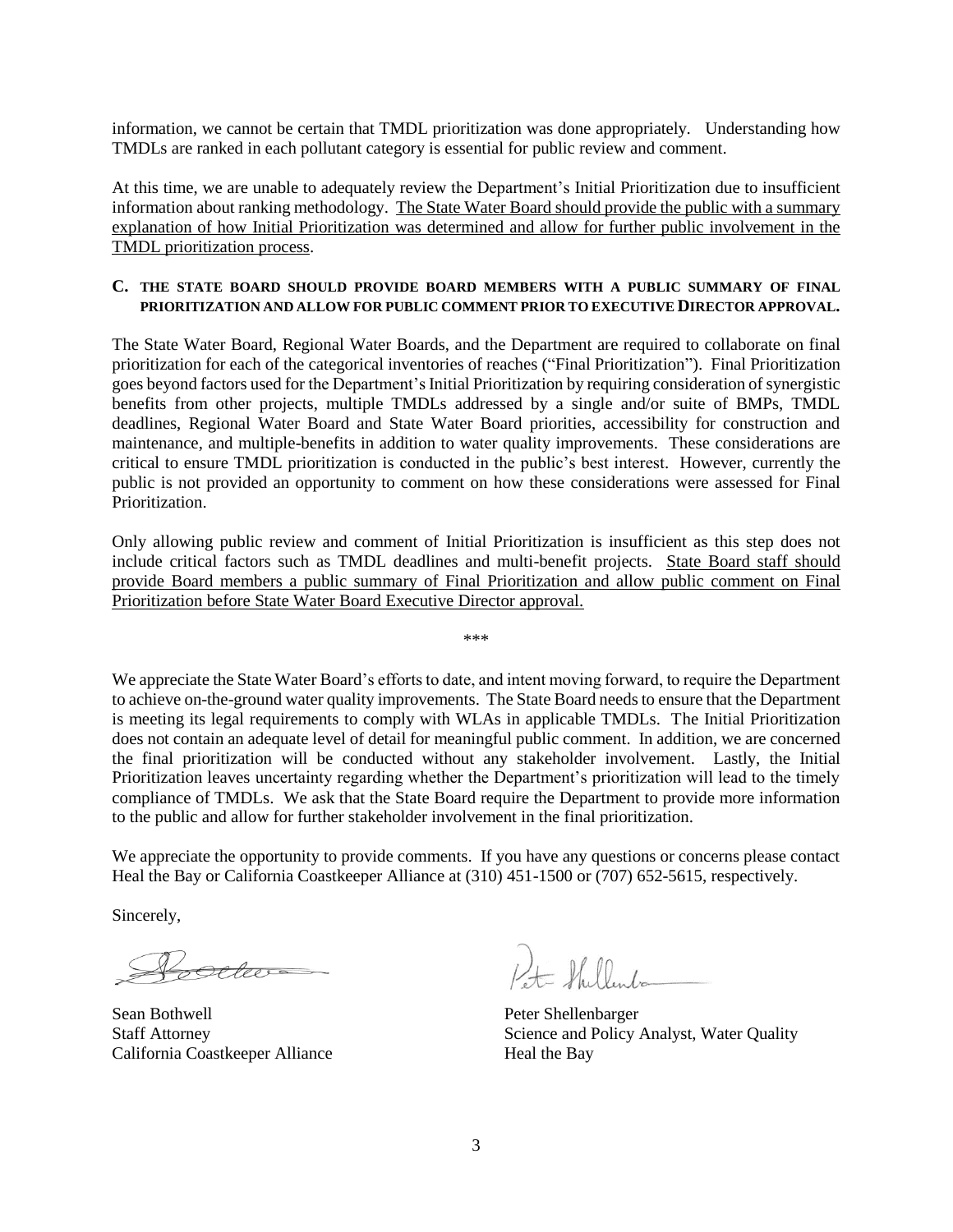information, we cannot be certain that TMDL prioritization was done appropriately. Understanding how TMDLs are ranked in each pollutant category is essential for public review and comment.

At this time, we are unable to adequately review the Department's Initial Prioritization due to insufficient information about ranking methodology. <u>The State Water Board should provide the public with a summary explanation of how Initial Prioritization was determined and allow for further public involvement in the TMDL prioritization process</u>.

### C. THE STATE BOARD SHOULD PROVIDE BOARD MEMBERS WITH A PUBLIC SUMMARY OF FINAL PRIORITIZATION AND ALLOW FOR PUBLIC COMMENT PRIOR TO EXECUTIVE DIRECTOR APPROVAL.

The State Water Board, Regional Water Boards, and the Department are required to collaborate on final prioritization for each of the categorical inventories of reaches ("Final Prioritization"). Final Prioritization goes beyond factors used for the Department's Initial Prioritization by requiring consideration of synergistic benefits from other projects, multiple TMDLs addressed by a single and/or suite of BMPs, TMDL deadlines, Regional Water Board and State Water Board priorities, accessibility for construction and maintenance, and multiple-benefits in addition to water quality improvements. These considerations are critical to ensure TMDL prioritization is conducted in the public's best interest. However, currently the public is not provided an opportunity to comment on how these considerations were assessed for Final Prioritization.

Only allowing public review and comment of Initial Prioritization is insufficient as this step does not include critical factors such as TMDL deadlines and multi-benefit projects. <u>State Board staff should provide Board members a public summary of Final Prioritization and allow public comment on Final Prioritization before State Water Board Executive Director approval.</u>

\*\*\*

We appreciate the State Water Board's efforts to date, and intent moving forward, to require the Department to achieve on-the-ground water quality improvements. The State Board needs to ensure that the Department is meeting its legal requirements to comply with WLAs in applicable TMDLs. The Initial Prioritization does not contain an adequate level of detail for meaningful public comment. In addition, we are concerned the final prioritization will be conducted without any stakeholder involvement. Lastly, the Initial Prioritization leaves uncertainty regarding whether the Department's prioritization will lead to the timely compliance of TMDLs. We ask that the State Board require the Department to provide more information to the public and allow for further stakeholder involvement in the final prioritization.

We appreciate the opportunity to provide comments. If you have any questions or concerns please contact Heal the Bay or California Coastkeeper Alliance at (310) 451-1500 or (707) 652-5615, respectively.

Sincerely,

Sean Bothwell
Staff Attorney
California Coastkeeper Alliance

Peter Shellenbarger
Science and Policy Analyst, Water Quality
Heal the Bay